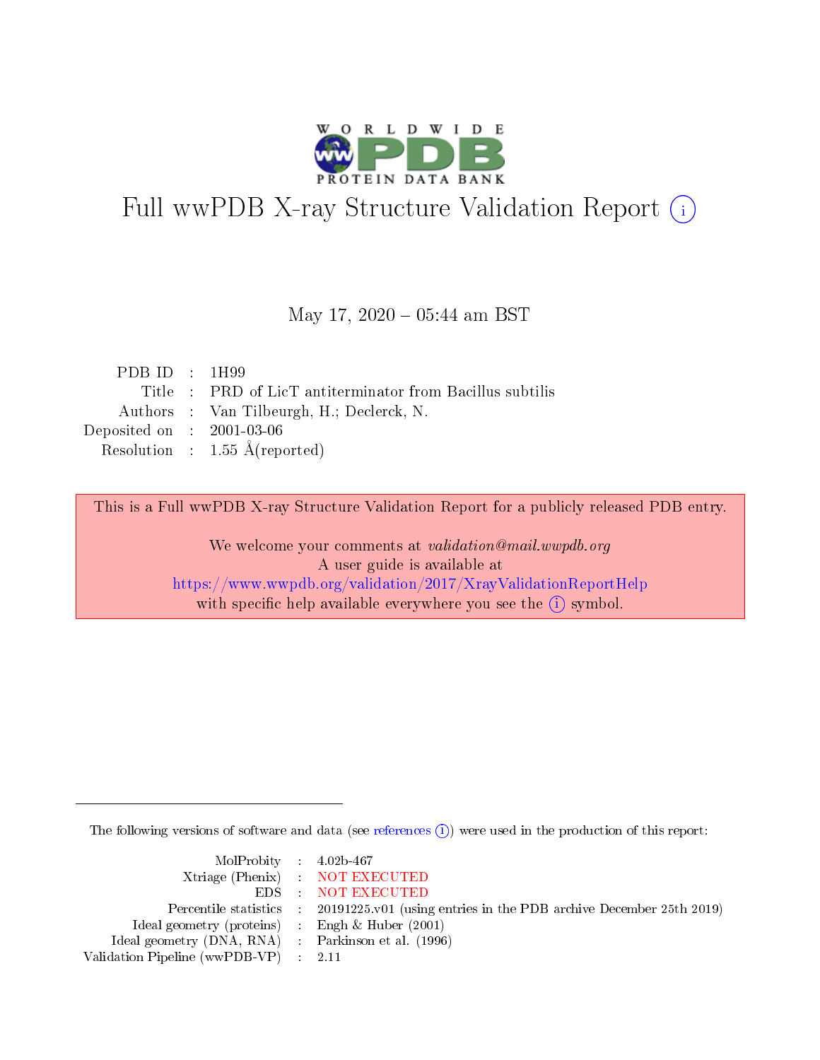# Full wwPDB X-ray Structure Validation Report (i)

May 17, 2020 – 05:44 am BST

| | | |
|---|---|---|
| PDB ID | : | 1H99 |
| Title | : | PRD of LicT antiterminator from Bacillus subtilis |
| Authors | : | Van Tilbeurgh, H.; Declerck, N. |
| Deposited on | : | 2001-03-06 |
| Resolution | : | 1.55 Å(reported) |

This is a Full wwPDB X-ray Structure Validation Report for a publicly released PDB entry.

We welcome your comments at *validation@mail.wwpdb.org*
A user guide is available at
https://www.wwpdb.org/validation/2017/XrayValidationReportHelp
with specific help available everywhere you see the (i) symbol.

The following versions of software and data (see references (i)) were used in the production of this report:

| | | |
|---|---|---|
| MolProbity | : | 4.02b-467 |
| Xtriage (Phenix) | : | NOT EXECUTED |
| EDS | : | NOT EXECUTED |
| Percentile statistics | : | 20191225.v01 (using entries in the PDB archive December 25th 2019) |
| Ideal geometry (proteins) | : | Engh & Huber (2001) |
| Ideal geometry (DNA, RNA) | : | Parkinson et al. (1996) |
| Validation Pipeline (wwPDB-VP) | : | 2.11 |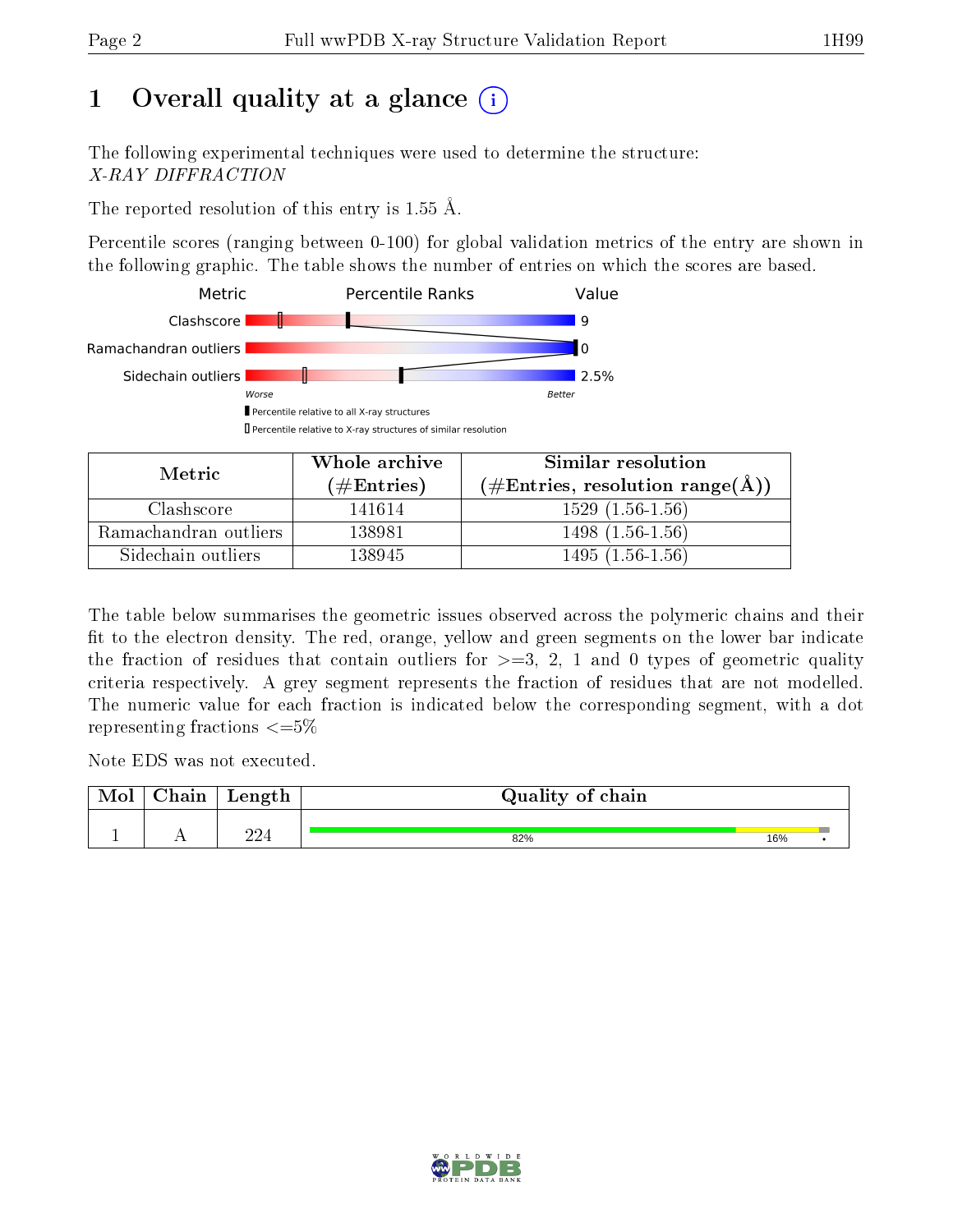# 1 Overall quality at a glance

The following experimental techniques were used to determine the structure:
*X-RAY DIFFRACTION*

The reported resolution of this entry is 1.55 Å.

Percentile scores (ranging between 0-100) for global validation metrics of the entry are shown in the following graphic. The table shows the number of entries on which the scores are based.

| Metric | Value |
|---|---|
| Clashscore | 9 |
| Ramachandran outliers | 0 |
| Sidechain outliers | 2.5% |

| Metric | Whole archive (#Entries) | Similar resolution (#Entries, resolution range(Å)) |
|---|---|---|
| Clashscore | 141614 | 1529 (1.56-1.56) |
| Ramachandran outliers | 138981 | 1498 (1.56-1.56) |
| Sidechain outliers | 138945 | 1495 (1.56-1.56) |

The table below summarises the geometric issues observed across the polymeric chains and their fit to the electron density. The red, orange, yellow and green segments on the lower bar indicate the fraction of residues that contain outliers for >=3, 2, 1 and 0 types of geometric quality criteria respectively. A grey segment represents the fraction of residues that are not modelled. The numeric value for each fraction is indicated below the corresponding segment, with a dot representing fractions <=5%

Note EDS was not executed.

| Mol | Chain | Length | Quality of chain |
|---|---|---|---|
| 1 | A | 224 | 82% 16% • |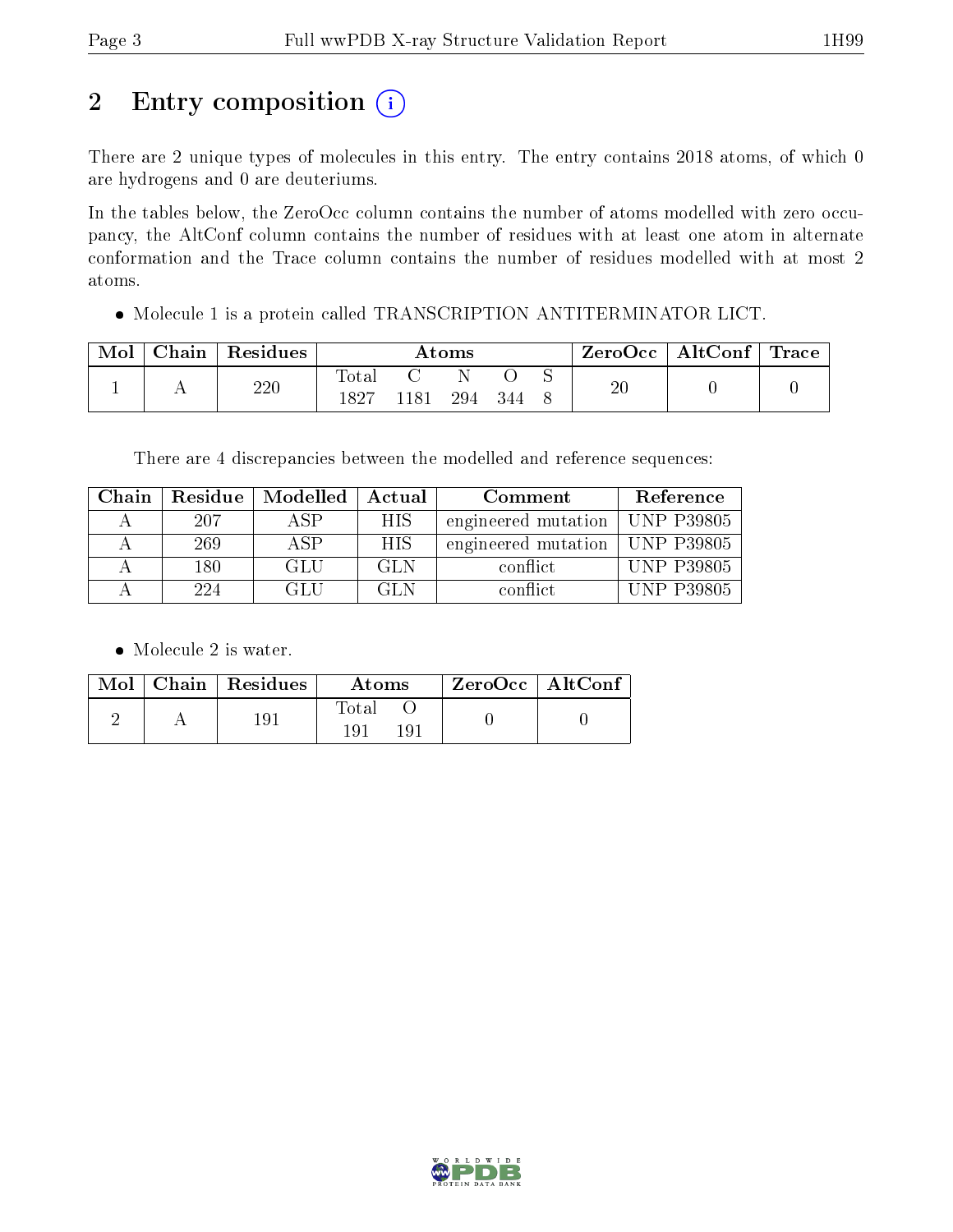# 2 Entry composition

There are 2 unique types of molecules in this entry. The entry contains 2018 atoms, of which 0 are hydrogens and 0 are deuteriums.

In the tables below, the ZeroOcc column contains the number of atoms modelled with zero occupancy, the AltConf column contains the number of residues with at least one atom in alternate conformation and the Trace column contains the number of residues modelled with at most 2 atoms.

- Molecule 1 is a protein called TRANSCRIPTION ANTITERMINATOR LICT.

| Mol | Chain | Residues | Atoms | | | | | ZeroOcc | AltConf | Trace |
|---|---|---|---|---|---|---|---|---|---|---|
| | | | Total | C | N | O | S | | | |
| 1 | A | 220 | 1827 | 1181 | 294 | 344 | 8 | 20 | 0 | 0 |

There are 4 discrepancies between the modelled and reference sequences:

| Chain | Residue | Modelled | Actual | Comment | Reference |
|---|---|---|---|---|---|
| A | 207 | ASP | HIS | engineered mutation | UNP P39805 |
| A | 269 | ASP | HIS | engineered mutation | UNP P39805 |
| A | 180 | GLU | GLN | conflict | UNP P39805 |
| A | 224 | GLU | GLN | conflict | UNP P39805 |

- Molecule 2 is water.

| Mol | Chain | Residues | Atoms | | ZeroOcc | AltConf |
|---|---|---|---|---|---|---|
| | | | Total | O | | |
| 2 | A | 191 | 191 | 191 | 0 | 0 |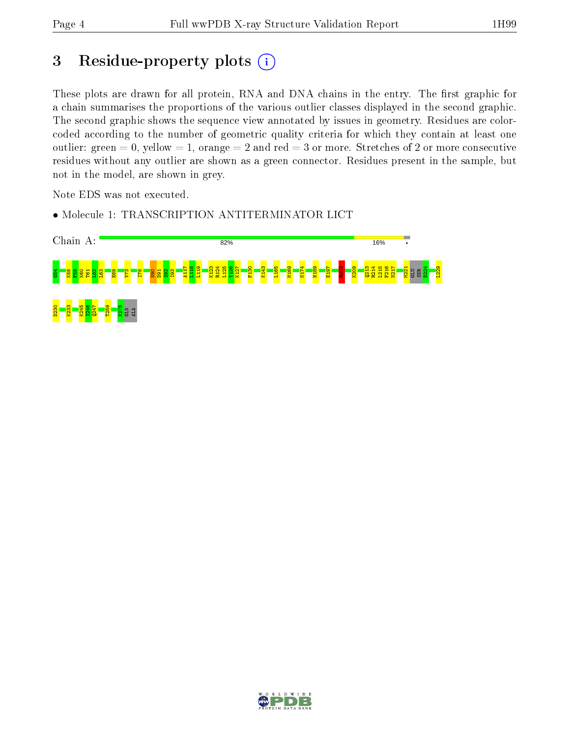# 3 Residue-property plots

These plots are drawn for all protein, RNA and DNA chains in the entry. The first graphic for a chain summarises the proportions of the various outlier classes displayed in the second graphic. The second graphic shows the sequence view annotated by issues in geometry. Residues are color-coded according to the number of geometric quality criteria for which they contain at least one outlier: green = 0, yellow = 1, orange = 2 and red = 3 or more. Stretches of 2 or more consecutive residues without any outlier are shown as a green connector. Residues present in the sample, but not in the model, are shown in grey.

Note EDS was not executed.

- Molecule 1: TRANSCRIPTION ANTITERMINATOR LICT

Chain A: 82% 16% •

G54 K58 F59 K60 T61 L62 L63 E69 V73 I78 N90 D91 S92 I93 A117 I118 L119 K123 R124 L125 Y126 K127 F130 K143 L165 M169 N174 H189 E197 K203 K209 Q213 R214 L215 F216 N217 M221 GLU SER E224 L229 D230 K233 K245 I246 Q247 T259 K275 GLN ALA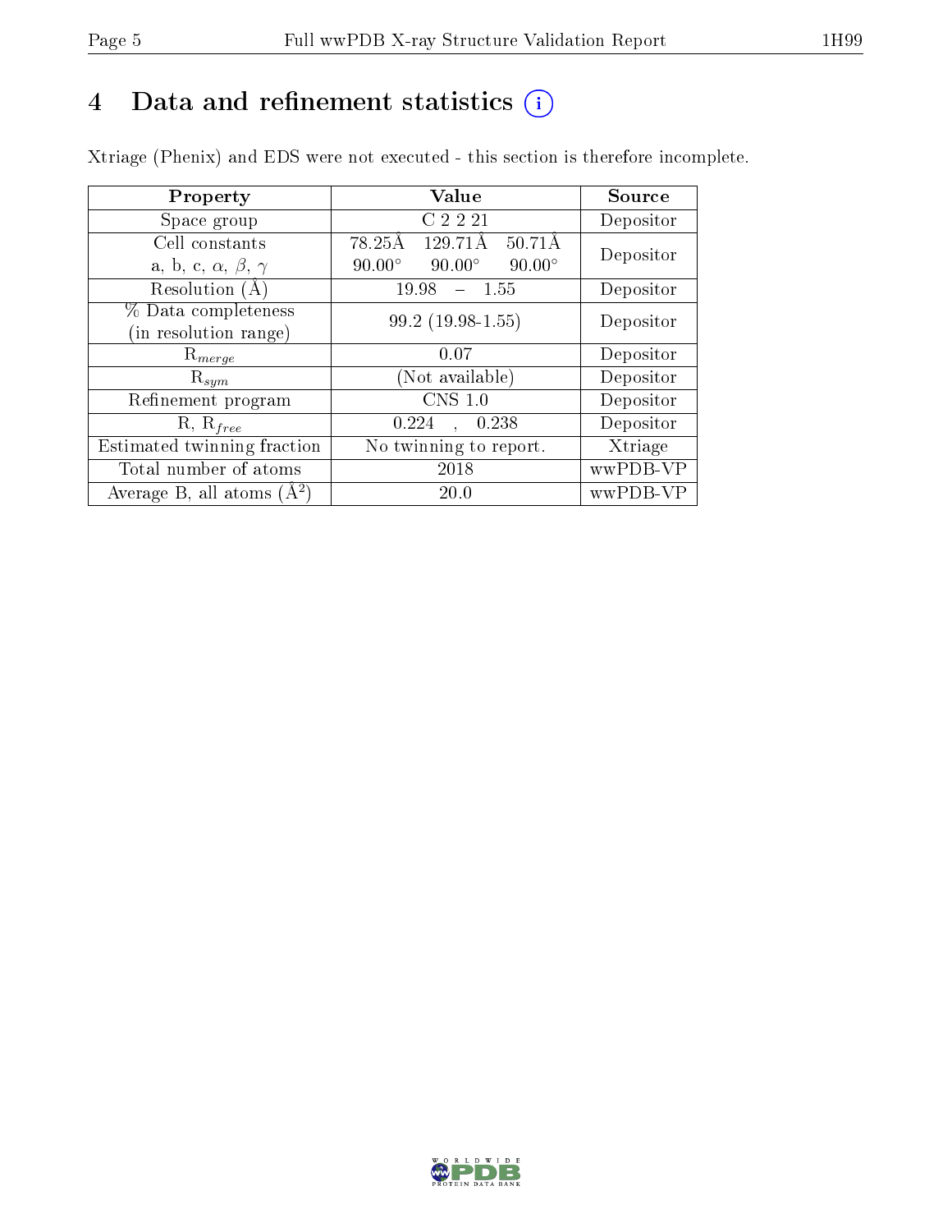# 4 Data and refinement statistics (i)

Xtriage (Phenix) and EDS were not executed - this section is therefore incomplete.

| Property | Value | Source |
|---|---|---|
| Space group | C 2 2 21 | Depositor |
| Cell constants<br>a, b, c, $\alpha$, $\beta$, $\gamma$ | 78.25Å 129.71Å 50.71Å<br>90.00° 90.00° 90.00° | Depositor |
| Resolution (Å) | 19.98 – 1.55 | Depositor |
| % Data completeness<br>(in resolution range) | 99.2 (19.98-1.55) | Depositor |
| $R_{merge}$ | 0.07 | Depositor |
| $R_{sym}$ | (Not available) | Depositor |
| Refinement program | CNS 1.0 | Depositor |
| R, $R_{free}$ | 0.224 , 0.238 | Depositor |
| Estimated twinning fraction | No twinning to report. | Xtriage |
| Total number of atoms | 2018 | wwPDB-VP |
| Average B, all atoms (Å$^2$) | 20.0 | wwPDB-VP |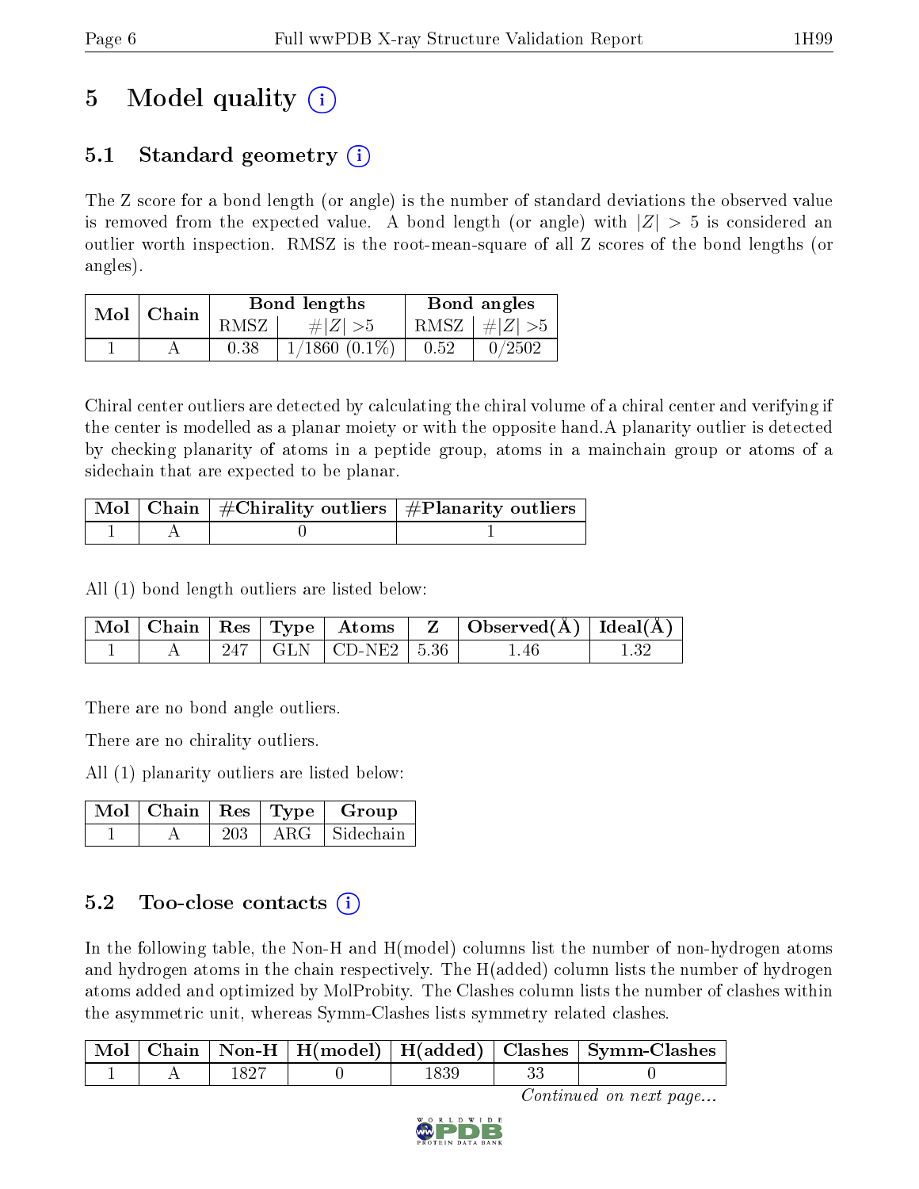# 5 Model quality

## 5.1 Standard geometry

The Z score for a bond length (or angle) is the number of standard deviations the observed value is removed from the expected value. A bond length (or angle) with $|Z| > 5$ is considered an outlier worth inspection. RMSZ is the root-mean-square of all Z scores of the bond lengths (or angles).

| Mol | Chain | Bond lengths | | Bond angles | |
|---|---|---|---|---|---|
| | | RMSZ | #$\|Z\|$ >5 | RMSZ | #$\|Z\|$ >5 |
| 1 | A | 0.38 | 1/1860 (0.1%) | 0.52 | 0/2502 |

Chiral center outliers are detected by calculating the chiral volume of a chiral center and verifying if the center is modelled as a planar moiety or with the opposite hand.A planarity outlier is detected by checking planarity of atoms in a peptide group, atoms in a mainchain group or atoms of a sidechain that are expected to be planar.

| Mol | Chain | #Chirality outliers | #Planarity outliers |
|---|---|---|---|
| 1 | A | 0 | 1 |

All (1) bond length outliers are listed below:

| Mol | Chain | Res | Type | Atoms | Z | Observed(Å) | Ideal(Å) |
|---|---|---|---|---|---|---|---|
| 1 | A | 247 | GLN | CD-NE2 | 5.36 | 1.46 | 1.32 |

There are no bond angle outliers.

There are no chirality outliers.

All (1) planarity outliers are listed below:

| Mol | Chain | Res | Type | Group |
|---|---|---|---|---|
| 1 | A | 203 | ARG | Sidechain |

## 5.2 Too-close contacts

In the following table, the Non-H and H(model) columns list the number of non-hydrogen atoms and hydrogen atoms in the chain respectively. The H(added) column lists the number of hydrogen atoms added and optimized by MolProbity. The Clashes column lists the number of clashes within the asymmetric unit, whereas Symm-Clashes lists symmetry related clashes.

| Mol | Chain | Non-H | H(model) | H(added) | Clashes | Symm-Clashes |
|---|---|---|---|---|---|---|
| 1 | A | 1827 | 0 | 1839 | 33 | 0 |

*Continued on next page...*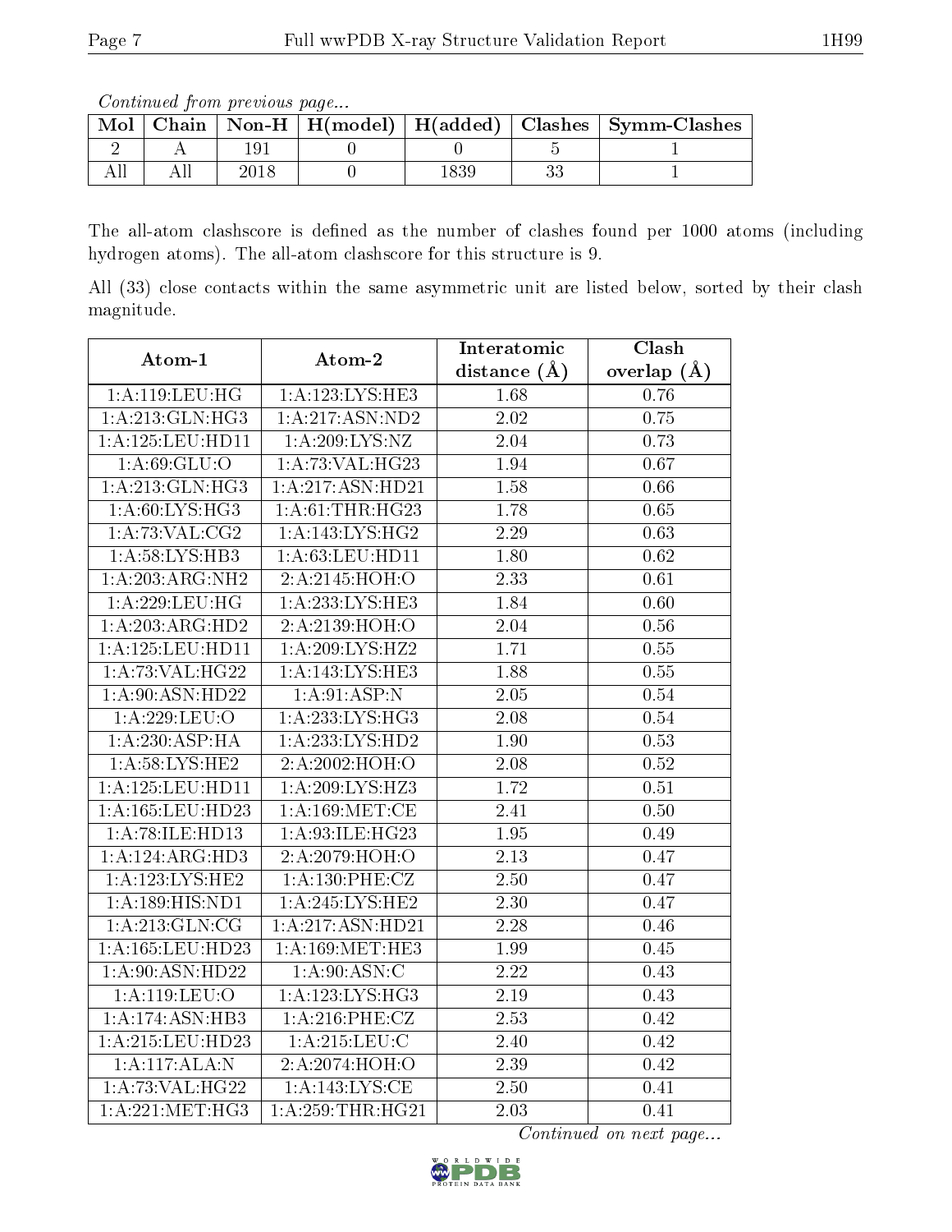*Continued from previous page...*

| Mol | Chain | Non-H | H(model) | H(added) | Clashes | Symm-Clashes |
|---|---|---|---|---|---|---|
| 2 | A | 191 | 0 | 0 | 5 | 1 |
| All | All | 2018 | 0 | 1839 | 33 | 1 |

The all-atom clashscore is defined as the number of clashes found per 1000 atoms (including hydrogen atoms). The all-atom clashscore for this structure is 9.

All (33) close contacts within the same asymmetric unit are listed below, sorted by their clash magnitude.

| Atom-1 | Atom-2 | Interatomic distance (Å) | Clash overlap (Å) |
|---|---|---|---|
| 1:A:119:LEU:HG | 1:A:123:LYS:HE3 | 1.68 | 0.76 |
| 1:A:213:GLN:HG3 | 1:A:217:ASN:ND2 | 2.02 | 0.75 |
| 1:A:125:LEU:HD11 | 1:A:209:LYS:NZ | 2.04 | 0.73 |
| 1:A:69:GLU:O | 1:A:73:VAL:HG23 | 1.94 | 0.67 |
| 1:A:213:GLN:HG3 | 1:A:217:ASN:HD21 | 1.58 | 0.66 |
| 1:A:60:LYS:HG3 | 1:A:61:THR:HG23 | 1.78 | 0.65 |
| 1:A:73:VAL:CG2 | 1:A:143:LYS:HG2 | 2.29 | 0.63 |
| 1:A:58:LYS:HB3 | 1:A:63:LEU:HD11 | 1.80 | 0.62 |
| 1:A:203:ARG:NH2 | 2:A:2145:HOH:O | 2.33 | 0.61 |
| 1:A:229:LEU:HG | 1:A:233:LYS:HE3 | 1.84 | 0.60 |
| 1:A:203:ARG:HD2 | 2:A:2139:HOH:O | 2.04 | 0.56 |
| 1:A:125:LEU:HD11 | 1:A:209:LYS:HZ2 | 1.71 | 0.55 |
| 1:A:73:VAL:HG22 | 1:A:143:LYS:HE3 | 1.88 | 0.55 |
| 1:A:90:ASN:HD22 | 1:A:91:ASP:N | 2.05 | 0.54 |
| 1:A:229:LEU:O | 1:A:233:LYS:HG3 | 2.08 | 0.54 |
| 1:A:230:ASP:HA | 1:A:233:LYS:HD2 | 1.90 | 0.53 |
| 1:A:58:LYS:HE2 | 2:A:2002:HOH:O | 2.08 | 0.52 |
| 1:A:125:LEU:HD11 | 1:A:209:LYS:HZ3 | 1.72 | 0.51 |
| 1:A:165:LEU:HD23 | 1:A:169:MET:CE | 2.41 | 0.50 |
| 1:A:78:ILE:HD13 | 1:A:93:ILE:HG23 | 1.95 | 0.49 |
| 1:A:124:ARG:HD3 | 2:A:2079:HOH:O | 2.13 | 0.47 |
| 1:A:123:LYS:HE2 | 1:A:130:PHE:CZ | 2.50 | 0.47 |
| 1:A:189:HIS:ND1 | 1:A:245:LYS:HE2 | 2.30 | 0.47 |
| 1:A:213:GLN:CG | 1:A:217:ASN:HD21 | 2.28 | 0.46 |
| 1:A:165:LEU:HD23 | 1:A:169:MET:HE3 | 1.99 | 0.45 |
| 1:A:90:ASN:HD22 | 1:A:90:ASN:C | 2.22 | 0.43 |
| 1:A:119:LEU:O | 1:A:123:LYS:HG3 | 2.19 | 0.43 |
| 1:A:174:ASN:HB3 | 1:A:216:PHE:CZ | 2.53 | 0.42 |
| 1:A:215:LEU:HD23 | 1:A:215:LEU:C | 2.40 | 0.42 |
| 1:A:117:ALA:N | 2:A:2074:HOH:O | 2.39 | 0.42 |
| 1:A:73:VAL:HG22 | 1:A:143:LYS:CE | 2.50 | 0.41 |
| 1:A:221:MET:HG3 | 1:A:259:THR:HG21 | 2.03 | 0.41 |

*Continued on next page...*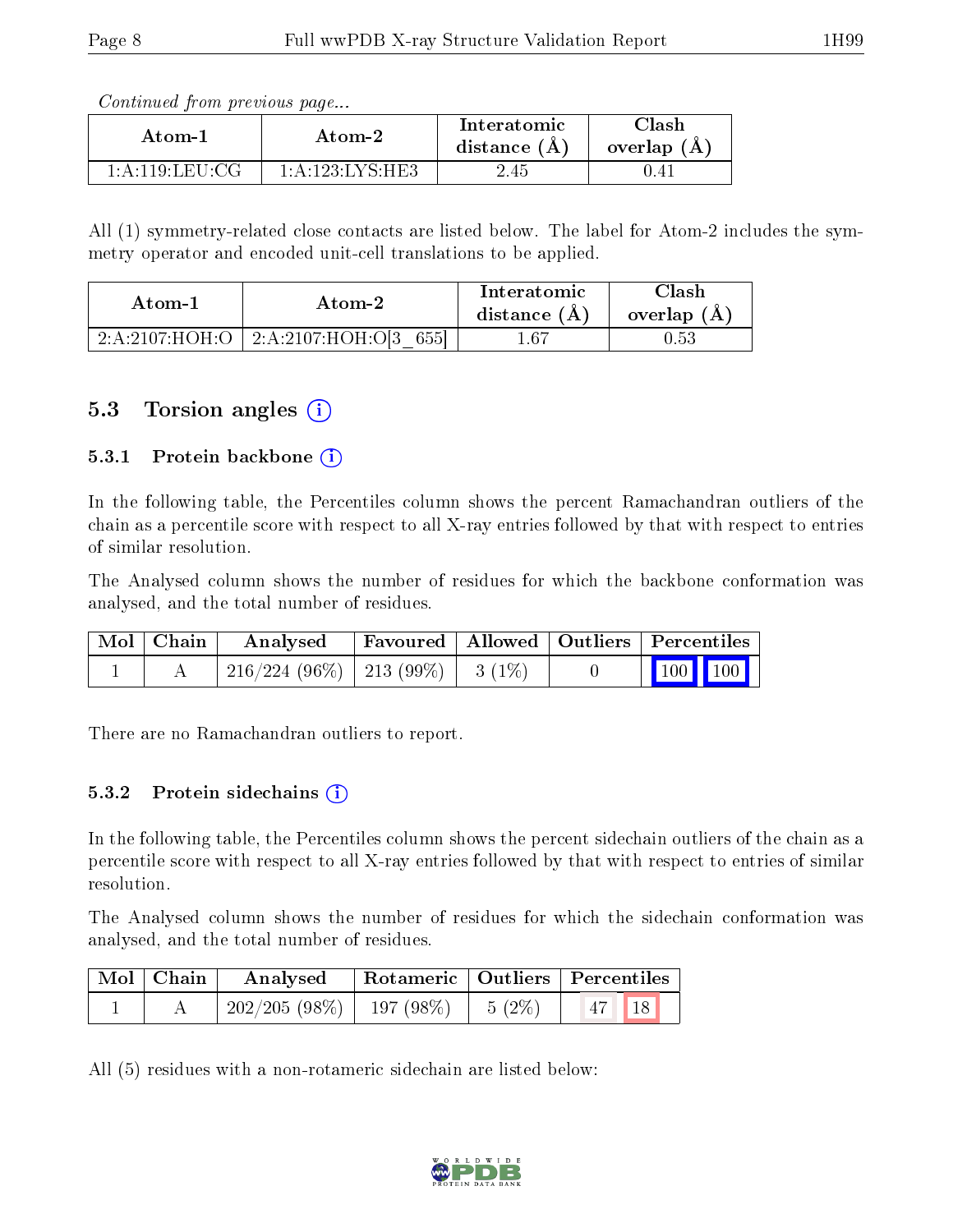*Continued from previous page...*

| Atom-1 | Atom-2 | Interatomic distance (Å) | Clash overlap (Å) |
|---|---|---|---|
| 1:A:119:LEU:CG | 1:A:123:LYS:HE3 | 2.45 | 0.41 |

All (1) symmetry-related close contacts are listed below. The label for Atom-2 includes the symmetry operator and encoded unit-cell translations to be applied.

| Atom-1 | Atom-2 | Interatomic distance (Å) | Clash overlap (Å) |
|---|---|---|---|
| 2:A:2107:HOH:O | 2:A:2107:HOH:O[3_655] | 1.67 | 0.53 |

## 5.3 Torsion angles

### 5.3.1 Protein backbone

In the following table, the Percentiles column shows the percent Ramachandran outliers of the chain as a percentile score with respect to all X-ray entries followed by that with respect to entries of similar resolution.

The Analysed column shows the number of residues for which the backbone conformation was analysed, and the total number of residues.

| Mol | Chain | Analysed | Favoured | Allowed | Outliers | Percentiles | |
|---|---|---|---|---|---|---|---|
| 1 | A | 216/224 (96%) | 213 (99%) | 3 (1%) | 0 | 100 | 100 |

There are no Ramachandran outliers to report.

### 5.3.2 Protein sidechains

In the following table, the Percentiles column shows the percent sidechain outliers of the chain as a percentile score with respect to all X-ray entries followed by that with respect to entries of similar resolution.

The Analysed column shows the number of residues for which the sidechain conformation was analysed, and the total number of residues.

| Mol | Chain | Analysed | Rotameric | Outliers | Percentiles | |
|---|---|---|---|---|---|---|
| 1 | A | 202/205 (98%) | 197 (98%) | 5 (2%) | 47 | 18 |

All (5) residues with a non-rotameric sidechain are listed below: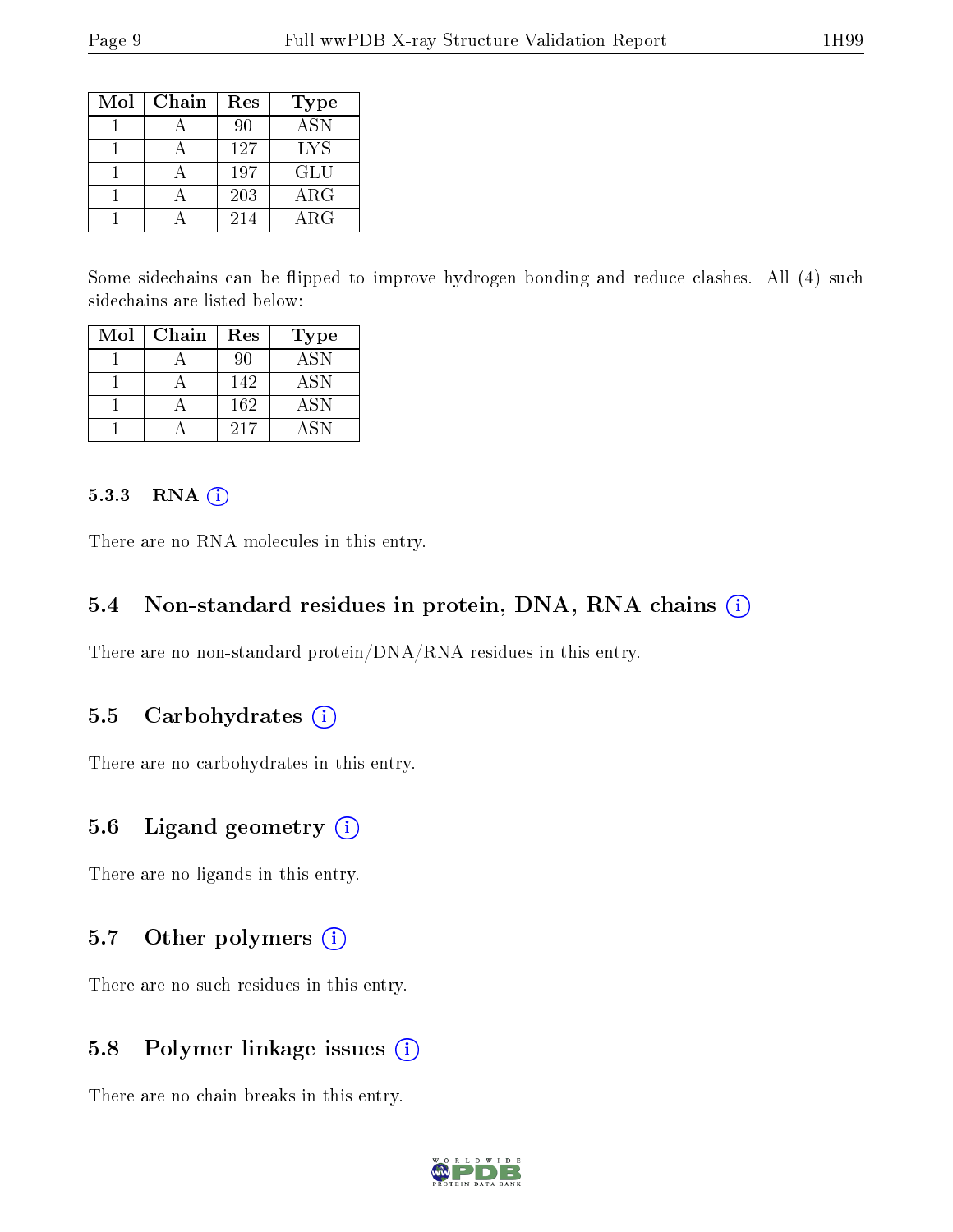| Mol | Chain | Res | Type |
| --- | --- | --- | --- |
| 1 | A | 90 | ASN |
| 1 | A | 127 | LYS |
| 1 | A | 197 | GLU |
| 1 | A | 203 | ARG |
| 1 | A | 214 | ARG |

Some sidechains can be flipped to improve hydrogen bonding and reduce clashes. All (4) such sidechains are listed below:

| Mol | Chain | Res | Type |
| --- | --- | --- | --- |
| 1 | A | 90 | ASN |
| 1 | A | 142 | ASN |
| 1 | A | 162 | ASN |
| 1 | A | 217 | ASN |

#### 5.3.3 RNA

There are no RNA molecules in this entry.

### 5.4 Non-standard residues in protein, DNA, RNA chains

There are no non-standard protein/DNA/RNA residues in this entry.

### 5.5 Carbohydrates

There are no carbohydrates in this entry.

### 5.6 Ligand geometry

There are no ligands in this entry.

### 5.7 Other polymers

There are no such residues in this entry.

### 5.8 Polymer linkage issues

There are no chain breaks in this entry.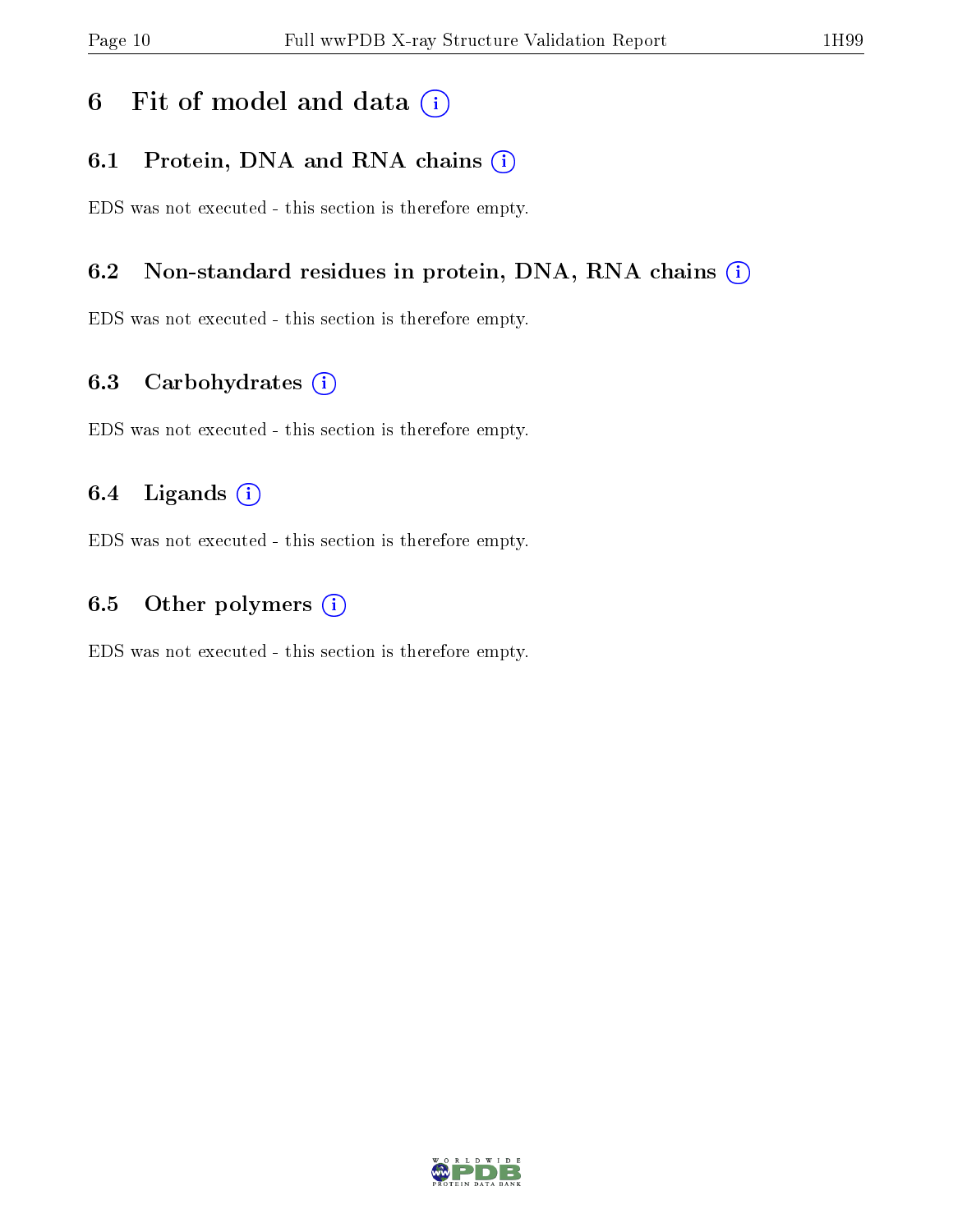# 6 Fit of model and data

## 6.1 Protein, DNA and RNA chains

EDS was not executed - this section is therefore empty.

## 6.2 Non-standard residues in protein, DNA, RNA chains

EDS was not executed - this section is therefore empty.

## 6.3 Carbohydrates

EDS was not executed - this section is therefore empty.

## 6.4 Ligands

EDS was not executed - this section is therefore empty.

## 6.5 Other polymers

EDS was not executed - this section is therefore empty.